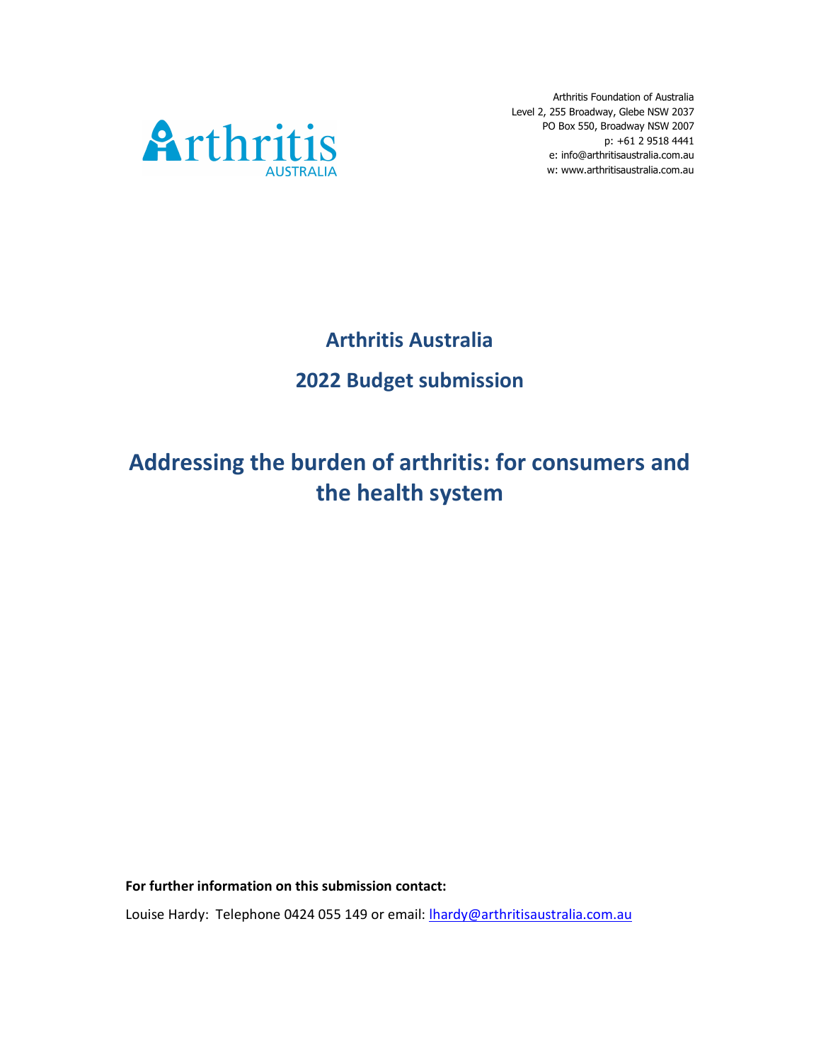Arthritis Foundation of Australia
Level 2, 255 Broadway, Glebe NSW 2037
PO Box 550, Broadway NSW 2007
p: +61 2 9518 4441
e: info@arthritisaustralia.com.au
w: www.arthritisaustralia.com.au

## Arthritis Australia

## 2022 Budget submission

# Addressing the burden of arthritis: for consumers and the health system

**For further information on this submission contact:**

Louise Hardy: Telephone 0424 055 149 or email: lhardy@arthritisaustralia.com.au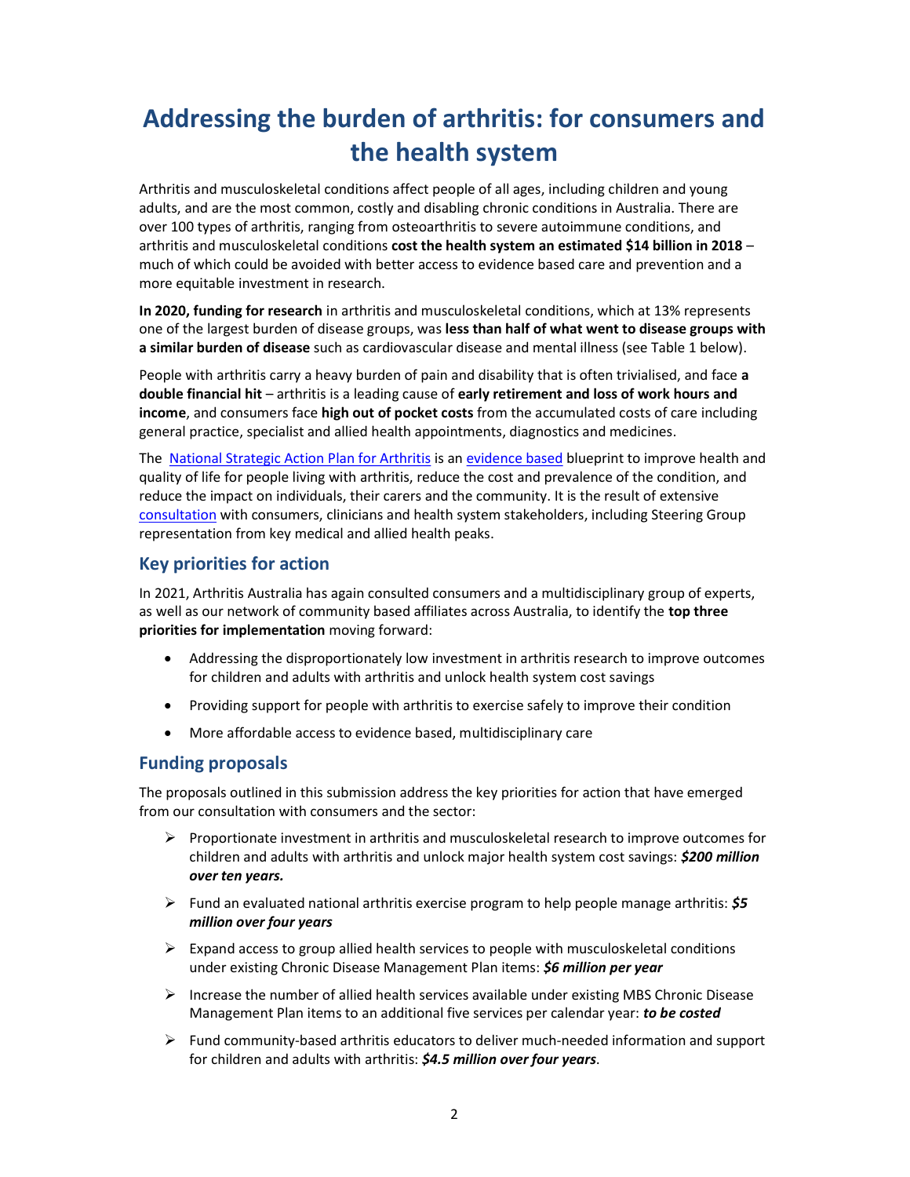# Addressing the burden of arthritis: for consumers and the health system

Arthritis and musculoskeletal conditions affect people of all ages, including children and young adults, and are the most common, costly and disabling chronic conditions in Australia. There are over 100 types of arthritis, ranging from osteoarthritis to severe autoimmune conditions, and arthritis and musculoskeletal conditions **cost the health system an estimated $14 billion in 2018** – much of which could be avoided with better access to evidence based care and prevention and a more equitable investment in research.

**In 2020, funding for research** in arthritis and musculoskeletal conditions, which at 13% represents one of the largest burden of disease groups, was **less than half of what went to disease groups with a similar burden of disease** such as cardiovascular disease and mental illness (see Table 1 below).

People with arthritis carry a heavy burden of pain and disability that is often trivialised, and face **a double financial hit** – arthritis is a leading cause of **early retirement and loss of work hours and income**, and consumers face **high out of pocket costs** from the accumulated costs of care including general practice, specialist and allied health appointments, diagnostics and medicines.

The [National Strategic Action Plan for Arthritis] is an [evidence based] blueprint to improve health and quality of life for people living with arthritis, reduce the cost and prevalence of the condition, and reduce the impact on individuals, their carers and the community. It is the result of extensive [consultation] with consumers, clinicians and health system stakeholders, including Steering Group representation from key medical and allied health peaks.

## Key priorities for action

In 2021, Arthritis Australia has again consulted consumers and a multidisciplinary group of experts, as well as our network of community based affiliates across Australia, to identify the **top three priorities for implementation** moving forward:

- Addressing the disproportionately low investment in arthritis research to improve outcomes for children and adults with arthritis and unlock health system cost savings
- Providing support for people with arthritis to exercise safely to improve their condition
- More affordable access to evidence based, multidisciplinary care

## Funding proposals

The proposals outlined in this submission address the key priorities for action that have emerged from our consultation with consumers and the sector:

- Proportionate investment in arthritis and musculoskeletal research to improve outcomes for children and adults with arthritis and unlock major health system cost savings: ***$200 million over ten years.***
- Fund an evaluated national arthritis exercise program to help people manage arthritis: ***$5 million over four years***
- Expand access to group allied health services to people with musculoskeletal conditions under existing Chronic Disease Management Plan items: ***$6 million per year***
- Increase the number of allied health services available under existing MBS Chronic Disease Management Plan items to an additional five services per calendar year: ***to be costed***
- Fund community-based arthritis educators to deliver much-needed information and support for children and adults with arthritis: ***$4.5 million over four years***.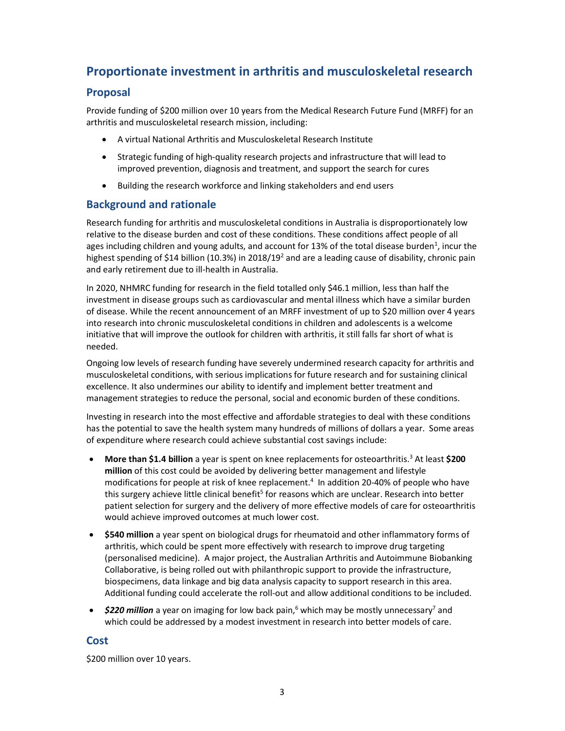## Proportionate investment in arthritis and musculoskeletal research

### Proposal

Provide funding of $200 million over 10 years from the Medical Research Future Fund (MRFF) for an arthritis and musculoskeletal research mission, including:

- A virtual National Arthritis and Musculoskeletal Research Institute
- Strategic funding of high-quality research projects and infrastructure that will lead to improved prevention, diagnosis and treatment, and support the search for cures
- Building the research workforce and linking stakeholders and end users

### Background and rationale

Research funding for arthritis and musculoskeletal conditions in Australia is disproportionately low relative to the disease burden and cost of these conditions. These conditions affect people of all ages including children and young adults, and account for 13% of the total disease burden[1], incur the highest spending of $14 billion (10.3%) in 2018/19[2] and are a leading cause of disability, chronic pain and early retirement due to ill-health in Australia.

In 2020, NHMRC funding for research in the field totalled only $46.1 million, less than half the investment in disease groups such as cardiovascular and mental illness which have a similar burden of disease. While the recent announcement of an MRFF investment of up to $20 million over 4 years into research into chronic musculoskeletal conditions in children and adolescents is a welcome initiative that will improve the outlook for children with arthritis, it still falls far short of what is needed.

Ongoing low levels of research funding have severely undermined research capacity for arthritis and musculoskeletal conditions, with serious implications for future research and for sustaining clinical excellence. It also undermines our ability to identify and implement better treatment and management strategies to reduce the personal, social and economic burden of these conditions.

Investing in research into the most effective and affordable strategies to deal with these conditions has the potential to save the health system many hundreds of millions of dollars a year. Some areas of expenditure where research could achieve substantial cost savings include:

- **More than $1.4 billion** a year is spent on knee replacements for osteoarthritis.[3] At least **$200 million** of this cost could be avoided by delivering better management and lifestyle modifications for people at risk of knee replacement.[4] In addition 20-40% of people who have this surgery achieve little clinical benefit[5] for reasons which are unclear. Research into better patient selection for surgery and the delivery of more effective models of care for osteoarthritis would achieve improved outcomes at much lower cost.
- **$540 million** a year spent on biological drugs for rheumatoid and other inflammatory forms of arthritis, which could be spent more effectively with research to improve drug targeting (personalised medicine). A major project, the Australian Arthritis and Autoimmune Biobanking Collaborative, is being rolled out with philanthropic support to provide the infrastructure, biospecimens, data linkage and big data analysis capacity to support research in this area. Additional funding could accelerate the roll-out and allow additional conditions to be included.
- ***$220 million*** a year on imaging for low back pain,[6] which may be mostly unnecessary[7] and which could be addressed by a modest investment in research into better models of care.

### Cost

$200 million over 10 years.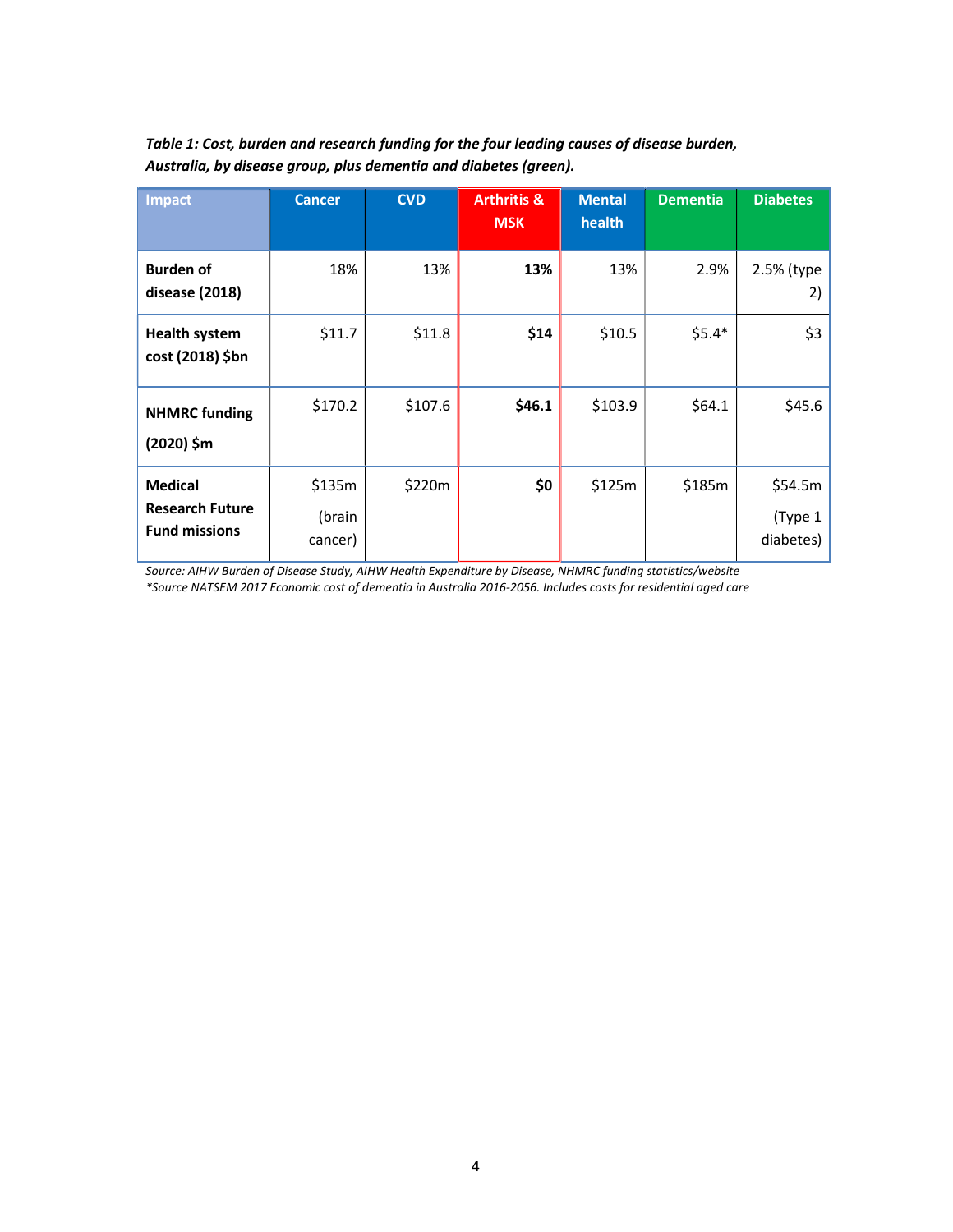***Table 1: Cost, burden and research funding for the four leading causes of disease burden, Australia, by disease group, plus dementia and diabetes (green).***

| Impact | Cancer | CVD | Arthritis & MSK | Mental health | Dementia | Diabetes |
|---|---|---|---|---|---|---|
| **Burden of disease (2018)** | 18% | 13% | **13%** | 13% | 2.9% | 2.5% (type 2) |
| **Health system cost (2018) $bn** | $11.7 | $11.8 | **$14** | $10.5 | $5.4* | $3 |
| **NHMRC funding (2020) $m** | $170.2 | $107.6 | **$46.1** | $103.9 | $64.1 | $45.6 |
| **Medical Research Future Fund missions** | $135m (brain cancer) | $220m | **$0** | $125m | $185m | $54.5m (Type 1 diabetes) |

*Source: AIHW Burden of Disease Study, AIHW Health Expenditure by Disease, NHMRC funding statistics/website*
*\*Source NATSEM 2017 Economic cost of dementia in Australia 2016-2056. Includes costs for residential aged care*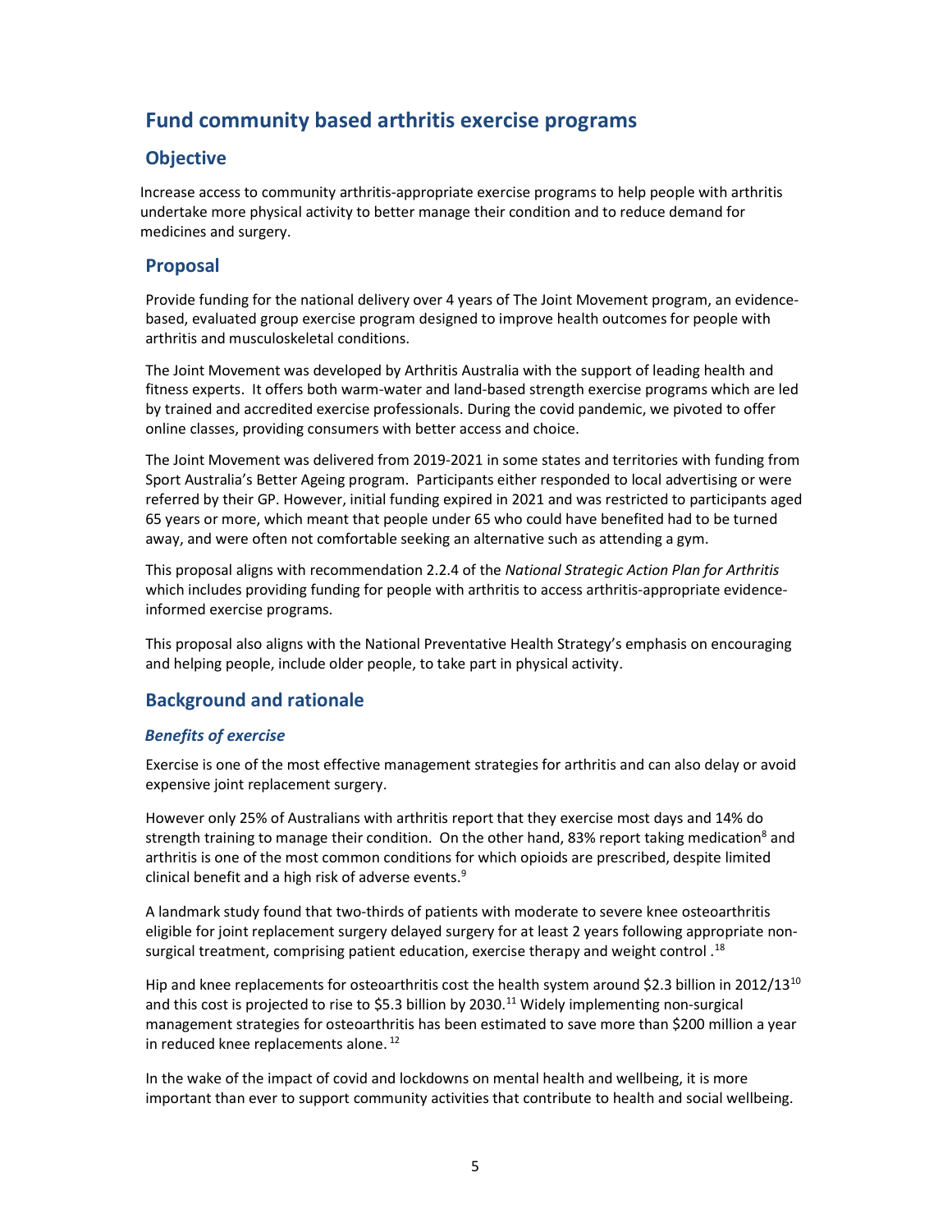## Fund community based arthritis exercise programs

### Objective

Increase access to community arthritis-appropriate exercise programs to help people with arthritis undertake more physical activity to better manage their condition and to reduce demand for medicines and surgery.

### Proposal

Provide funding for the national delivery over 4 years of The Joint Movement program, an evidence-based, evaluated group exercise program designed to improve health outcomes for people with arthritis and musculoskeletal conditions.

The Joint Movement was developed by Arthritis Australia with the support of leading health and fitness experts. It offers both warm-water and land-based strength exercise programs which are led by trained and accredited exercise professionals. During the covid pandemic, we pivoted to offer online classes, providing consumers with better access and choice.

The Joint Movement was delivered from 2019-2021 in some states and territories with funding from Sport Australia's Better Ageing program. Participants either responded to local advertising or were referred by their GP. However, initial funding expired in 2021 and was restricted to participants aged 65 years or more, which meant that people under 65 who could have benefited had to be turned away, and were often not comfortable seeking an alternative such as attending a gym.

This proposal aligns with recommendation 2.2.4 of the *National Strategic Action Plan for Arthritis* which includes providing funding for people with arthritis to access arthritis-appropriate evidence-informed exercise programs.

This proposal also aligns with the National Preventative Health Strategy's emphasis on encouraging and helping people, include older people, to take part in physical activity.

### Background and rationale

#### *Benefits of exercise*

Exercise is one of the most effective management strategies for arthritis and can also delay or avoid expensive joint replacement surgery.

However only 25% of Australians with arthritis report that they exercise most days and 14% do strength training to manage their condition. On the other hand, 83% report taking medication[8] and arthritis is one of the most common conditions for which opioids are prescribed, despite limited clinical benefit and a high risk of adverse events.[9]

A landmark study found that two-thirds of patients with moderate to severe knee osteoarthritis eligible for joint replacement surgery delayed surgery for at least 2 years following appropriate non-surgical treatment, comprising patient education, exercise therapy and weight control .[18]

Hip and knee replacements for osteoarthritis cost the health system around $2.3 billion in 2012/13[10] and this cost is projected to rise to $5.3 billion by 2030.[11] Widely implementing non-surgical management strategies for osteoarthritis has been estimated to save more than $200 million a year in reduced knee replacements alone. [12]

In the wake of the impact of covid and lockdowns on mental health and wellbeing, it is more important than ever to support community activities that contribute to health and social wellbeing.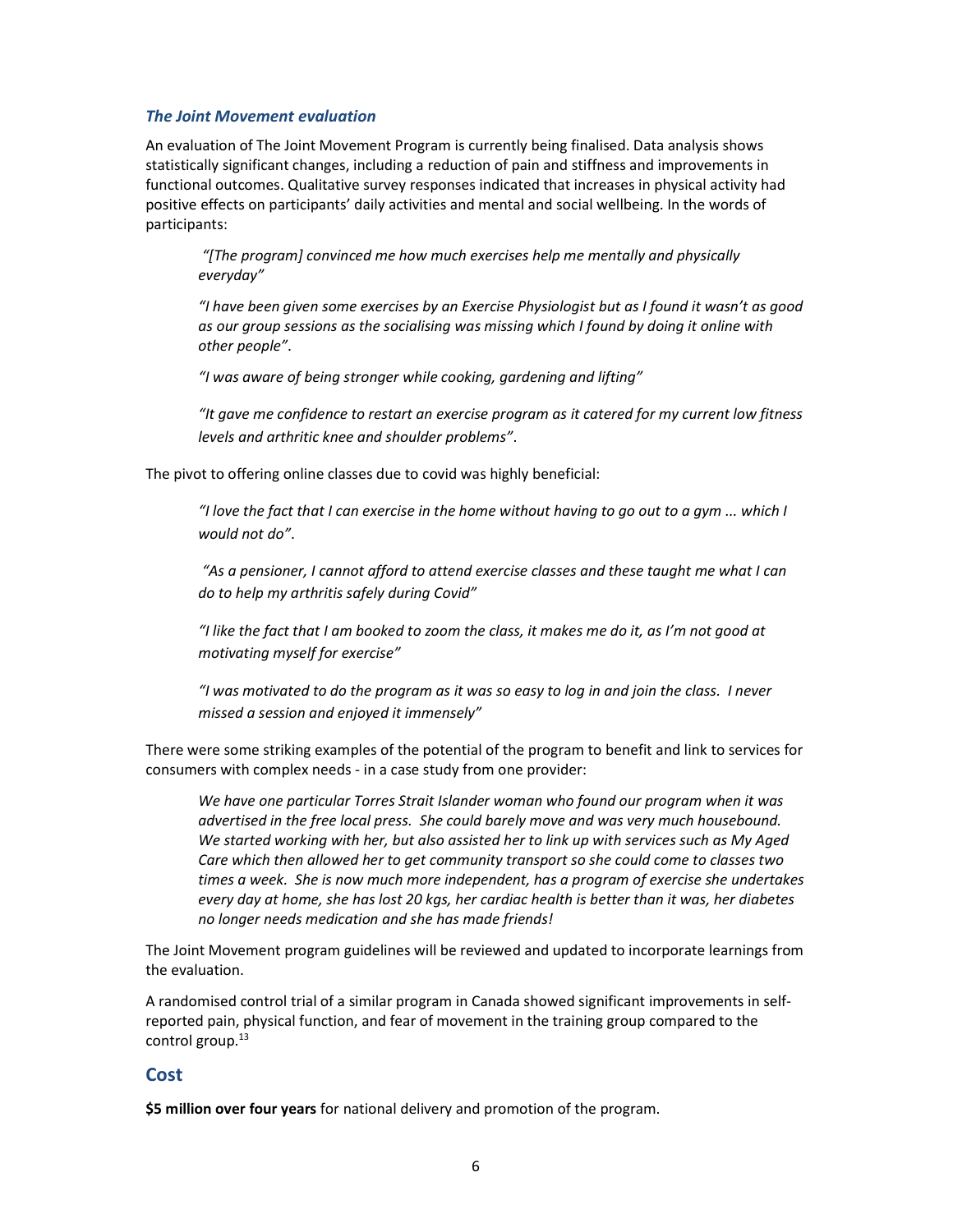### *The Joint Movement evaluation*

An evaluation of The Joint Movement Program is currently being finalised. Data analysis shows statistically significant changes, including a reduction of pain and stiffness and improvements in functional outcomes. Qualitative survey responses indicated that increases in physical activity had positive effects on participants' daily activities and mental and social wellbeing. In the words of participants:

> *"[The program] convinced me how much exercises help me mentally and physically everyday"*
>
> *"I have been given some exercises by an Exercise Physiologist but as I found it wasn't as good as our group sessions as the socialising was missing which I found by doing it online with other people"*.
>
> *"I was aware of being stronger while cooking, gardening and lifting"*
>
> *"It gave me confidence to restart an exercise program as it catered for my current low fitness levels and arthritic knee and shoulder problems"*.

The pivot to offering online classes due to covid was highly beneficial:

> *"I love the fact that I can exercise in the home without having to go out to a gym ... which I would not do"*.
>
> *"As a pensioner, I cannot afford to attend exercise classes and these taught me what I can do to help my arthritis safely during Covid"*
>
> *"I like the fact that I am booked to zoom the class, it makes me do it, as I'm not good at motivating myself for exercise"*
>
> *"I was motivated to do the program as it was so easy to log in and join the class. I never missed a session and enjoyed it immensely"*

There were some striking examples of the potential of the program to benefit and link to services for consumers with complex needs - in a case study from one provider:

> *We have one particular Torres Strait Islander woman who found our program when it was advertised in the free local press. She could barely move and was very much housebound. We started working with her, but also assisted her to link up with services such as My Aged Care which then allowed her to get community transport so she could come to classes two times a week. She is now much more independent, has a program of exercise she undertakes every day at home, she has lost 20 kgs, her cardiac health is better than it was, her diabetes no longer needs medication and she has made friends!*

The Joint Movement program guidelines will be reviewed and updated to incorporate learnings from the evaluation.

A randomised control trial of a similar program in Canada showed significant improvements in self-reported pain, physical function, and fear of movement in the training group compared to the control group.[13]

## Cost

**$5 million over four years** for national delivery and promotion of the program.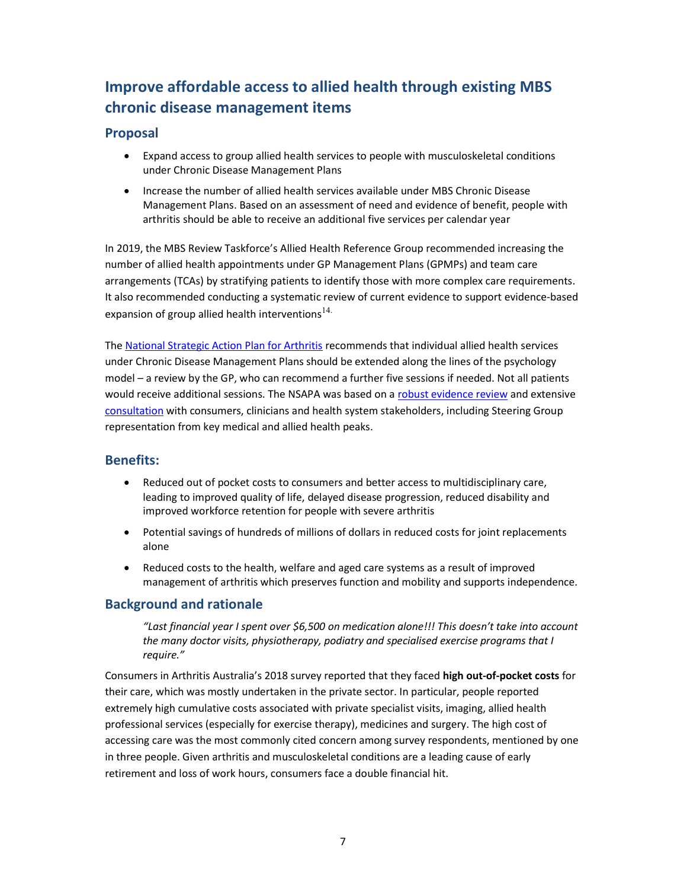## Improve affordable access to allied health through existing MBS chronic disease management items

### Proposal

- Expand access to group allied health services to people with musculoskeletal conditions under Chronic Disease Management Plans
- Increase the number of allied health services available under MBS Chronic Disease Management Plans. Based on an assessment of need and evidence of benefit, people with arthritis should be able to receive an additional five services per calendar year

In 2019, the MBS Review Taskforce's Allied Health Reference Group recommended increasing the number of allied health appointments under GP Management Plans (GPMPs) and team care arrangements (TCAs) by stratifying patients to identify those with more complex care requirements. It also recommended conducting a systematic review of current evidence to support evidence-based expansion of group allied health interventions[14].

The National Strategic Action Plan for Arthritis recommends that individual allied health services under Chronic Disease Management Plans should be extended along the lines of the psychology model – a review by the GP, who can recommend a further five sessions if needed. Not all patients would receive additional sessions. The NSAPA was based on a robust evidence review and extensive consultation with consumers, clinicians and health system stakeholders, including Steering Group representation from key medical and allied health peaks.

### Benefits:

- Reduced out of pocket costs to consumers and better access to multidisciplinary care, leading to improved quality of life, delayed disease progression, reduced disability and improved workforce retention for people with severe arthritis
- Potential savings of hundreds of millions of dollars in reduced costs for joint replacements alone
- Reduced costs to the health, welfare and aged care systems as a result of improved management of arthritis which preserves function and mobility and supports independence.

### Background and rationale

> *"Last financial year I spent over $6,500 on medication alone!!! This doesn't take into account the many doctor visits, physiotherapy, podiatry and specialised exercise programs that I require."*

Consumers in Arthritis Australia's 2018 survey reported that they faced **high out-of-pocket costs** for their care, which was mostly undertaken in the private sector. In particular, people reported extremely high cumulative costs associated with private specialist visits, imaging, allied health professional services (especially for exercise therapy), medicines and surgery. The high cost of accessing care was the most commonly cited concern among survey respondents, mentioned by one in three people. Given arthritis and musculoskeletal conditions are a leading cause of early retirement and loss of work hours, consumers face a double financial hit.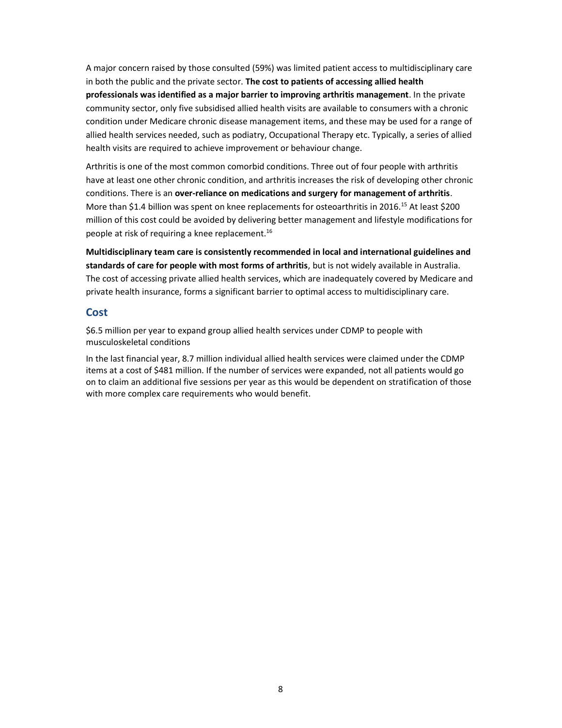A major concern raised by those consulted (59%) was limited patient access to multidisciplinary care in both the public and the private sector. **The cost to patients of accessing allied health professionals was identified as a major barrier to improving arthritis management**. In the private community sector, only five subsidised allied health visits are available to consumers with a chronic condition under Medicare chronic disease management items, and these may be used for a range of allied health services needed, such as podiatry, Occupational Therapy etc. Typically, a series of allied health visits are required to achieve improvement or behaviour change.

Arthritis is one of the most common comorbid conditions. Three out of four people with arthritis have at least one other chronic condition, and arthritis increases the risk of developing other chronic conditions. There is an **over-reliance on medications and surgery for management of arthritis**. More than $1.4 billion was spent on knee replacements for osteoarthritis in 2016.[15] At least $200 million of this cost could be avoided by delivering better management and lifestyle modifications for people at risk of requiring a knee replacement.[16]

**Multidisciplinary team care is consistently recommended in local and international guidelines and standards of care for people with most forms of arthritis**, but is not widely available in Australia. The cost of accessing private allied health services, which are inadequately covered by Medicare and private health insurance, forms a significant barrier to optimal access to multidisciplinary care.

## Cost

$6.5 million per year to expand group allied health services under CDMP to people with musculoskeletal conditions

In the last financial year, 8.7 million individual allied health services were claimed under the CDMP items at a cost of $481 million. If the number of services were expanded, not all patients would go on to claim an additional five sessions per year as this would be dependent on stratification of those with more complex care requirements who would benefit.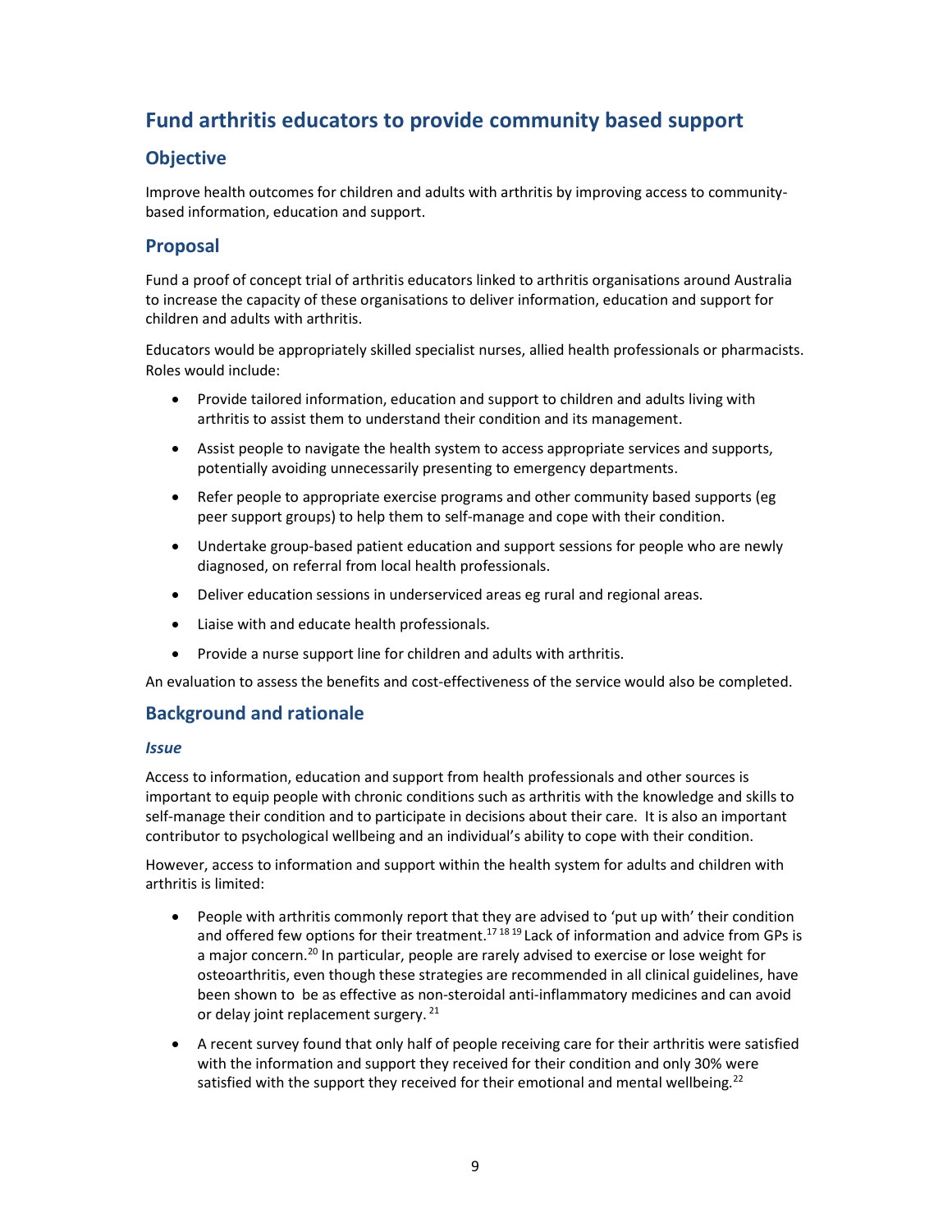# Fund arthritis educators to provide community based support

## Objective

Improve health outcomes for children and adults with arthritis by improving access to community-based information, education and support.

## Proposal

Fund a proof of concept trial of arthritis educators linked to arthritis organisations around Australia to increase the capacity of these organisations to deliver information, education and support for children and adults with arthritis.

Educators would be appropriately skilled specialist nurses, allied health professionals or pharmacists. Roles would include:

- Provide tailored information, education and support to children and adults living with arthritis to assist them to understand their condition and its management.
- Assist people to navigate the health system to access appropriate services and supports, potentially avoiding unnecessarily presenting to emergency departments.
- Refer people to appropriate exercise programs and other community based supports (eg peer support groups) to help them to self-manage and cope with their condition.
- Undertake group-based patient education and support sessions for people who are newly diagnosed, on referral from local health professionals.
- Deliver education sessions in underserviced areas eg rural and regional areas.
- Liaise with and educate health professionals.
- Provide a nurse support line for children and adults with arthritis.

An evaluation to assess the benefits and cost-effectiveness of the service would also be completed.

## Background and rationale

### *Issue*

Access to information, education and support from health professionals and other sources is important to equip people with chronic conditions such as arthritis with the knowledge and skills to self-manage their condition and to participate in decisions about their care. It is also an important contributor to psychological wellbeing and an individual's ability to cope with their condition.

However, access to information and support within the health system for adults and children with arthritis is limited:

- People with arthritis commonly report that they are advised to 'put up with' their condition and offered few options for their treatment.[17 18 19] Lack of information and advice from GPs is a major concern.[20] In particular, people are rarely advised to exercise or lose weight for osteoarthritis, even though these strategies are recommended in all clinical guidelines, have been shown to be as effective as non-steroidal anti-inflammatory medicines and can avoid or delay joint replacement surgery.[21]
- A recent survey found that only half of people receiving care for their arthritis were satisfied with the information and support they received for their condition and only 30% were satisfied with the support they received for their emotional and mental wellbeing.[22]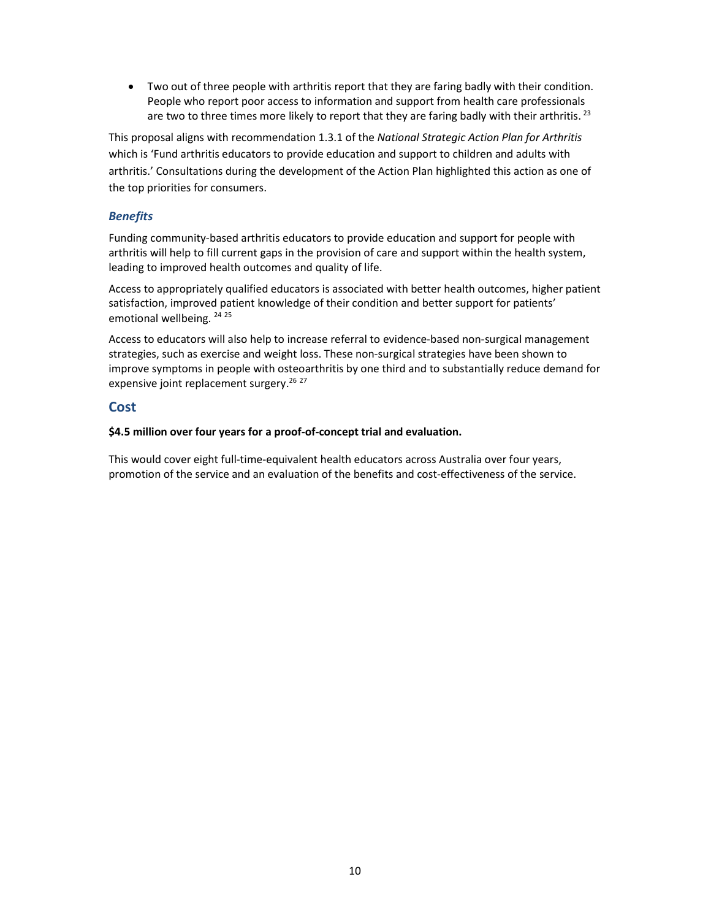- Two out of three people with arthritis report that they are faring badly with their condition. People who report poor access to information and support from health care professionals are two to three times more likely to report that they are faring badly with their arthritis. [23]

This proposal aligns with recommendation 1.3.1 of the *National Strategic Action Plan for Arthritis* which is 'Fund arthritis educators to provide education and support to children and adults with arthritis.' Consultations during the development of the Action Plan highlighted this action as one of the top priorities for consumers.

### *Benefits*

Funding community-based arthritis educators to provide education and support for people with arthritis will help to fill current gaps in the provision of care and support within the health system, leading to improved health outcomes and quality of life.

Access to appropriately qualified educators is associated with better health outcomes, higher patient satisfaction, improved patient knowledge of their condition and better support for patients' emotional wellbeing. [24, 25]

Access to educators will also help to increase referral to evidence-based non-surgical management strategies, such as exercise and weight loss. These non-surgical strategies have been shown to improve symptoms in people with osteoarthritis by one third and to substantially reduce demand for expensive joint replacement surgery.[26, 27]

## Cost

**$4.5 million over four years for a proof-of-concept trial and evaluation.**

This would cover eight full-time-equivalent health educators across Australia over four years, promotion of the service and an evaluation of the benefits and cost-effectiveness of the service.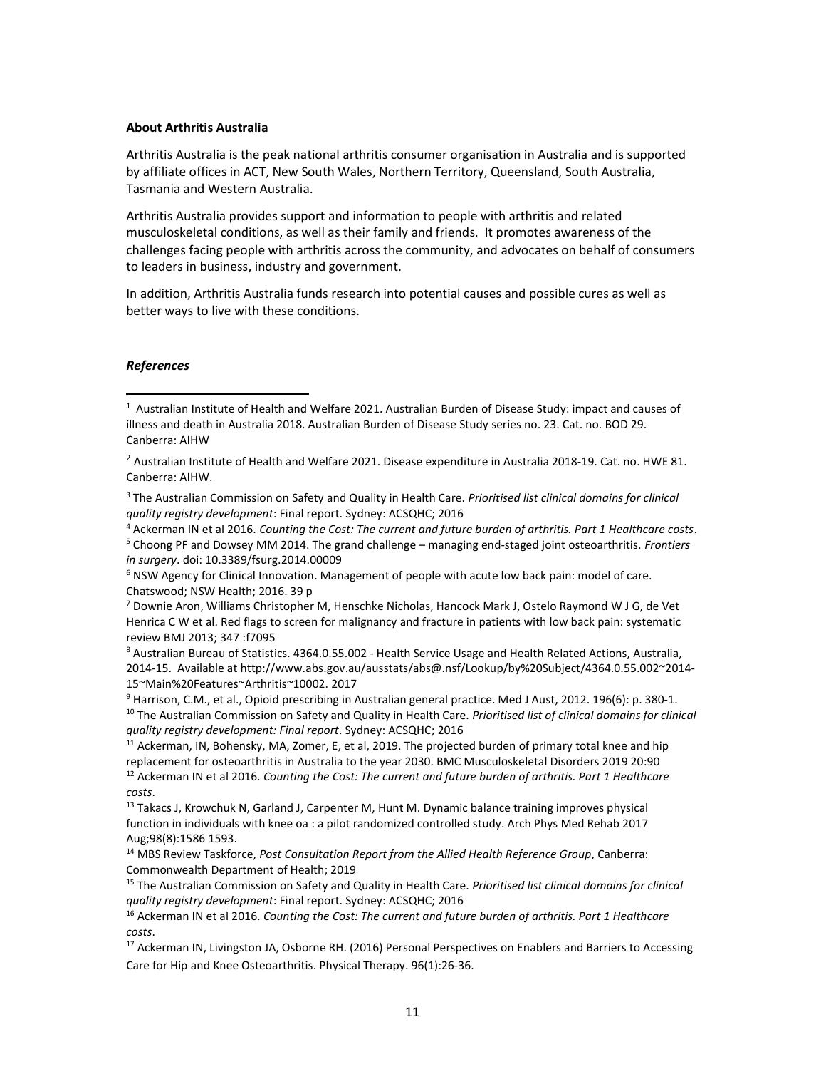**About Arthritis Australia**

Arthritis Australia is the peak national arthritis consumer organisation in Australia and is supported by affiliate offices in ACT, New South Wales, Northern Territory, Queensland, South Australia, Tasmania and Western Australia.

Arthritis Australia provides support and information to people with arthritis and related musculoskeletal conditions, as well as their family and friends. It promotes awareness of the challenges facing people with arthritis across the community, and advocates on behalf of consumers to leaders in business, industry and government.

In addition, Arthritis Australia funds research into potential causes and possible cures as well as better ways to live with these conditions.

***References***

[1] Australian Institute of Health and Welfare 2021. Australian Burden of Disease Study: impact and causes of illness and death in Australia 2018. Australian Burden of Disease Study series no. 23. Cat. no. BOD 29. Canberra: AIHW

[2] Australian Institute of Health and Welfare 2021. Disease expenditure in Australia 2018-19. Cat. no. HWE 81. Canberra: AIHW.

[3] The Australian Commission on Safety and Quality in Health Care. *Prioritised list clinical domains for clinical quality registry development*: Final report. Sydney: ACSQHC; 2016

[4] Ackerman IN et al 2016. *Counting the Cost: The current and future burden of arthritis. Part 1 Healthcare costs*.

[5] Choong PF and Dowsey MM 2014. The grand challenge – managing end-staged joint osteoarthritis. *Frontiers in surgery*. doi: 10.3389/fsurg.2014.00009

[6] NSW Agency for Clinical Innovation. Management of people with acute low back pain: model of care. Chatswood; NSW Health; 2016. 39 p

[7] Downie Aron, Williams Christopher M, Henschke Nicholas, Hancock Mark J, Ostelo Raymond W J G, de Vet Henrica C W et al. Red flags to screen for malignancy and fracture in patients with low back pain: systematic review BMJ 2013; 347 :f7095

[8] Australian Bureau of Statistics. 4364.0.55.002 - Health Service Usage and Health Related Actions, Australia, 2014-15. Available at http://www.abs.gov.au/ausstats/abs@.nsf/Lookup/by%20Subject/4364.0.55.002~2014-15~Main%20Features~Arthritis~10002. 2017

[9] Harrison, C.M., et al., Opioid prescribing in Australian general practice. Med J Aust, 2012. 196(6): p. 380-1.

[10] The Australian Commission on Safety and Quality in Health Care. *Prioritised list of clinical domains for clinical quality registry development: Final report*. Sydney: ACSQHC; 2016

[11] Ackerman, IN, Bohensky, MA, Zomer, E, et al, 2019. The projected burden of primary total knee and hip replacement for osteoarthritis in Australia to the year 2030. BMC Musculoskeletal Disorders 2019 20:90

[12] Ackerman IN et al 2016. *Counting the Cost: The current and future burden of arthritis. Part 1 Healthcare costs*.

[13] Takacs J, Krowchuk N, Garland J, Carpenter M, Hunt M. Dynamic balance training improves physical function in individuals with knee oa : a pilot randomized controlled study. Arch Phys Med Rehab 2017 Aug;98(8):1586 1593.

[14] MBS Review Taskforce, *Post Consultation Report from the Allied Health Reference Group*, Canberra: Commonwealth Department of Health; 2019

[15] The Australian Commission on Safety and Quality in Health Care. *Prioritised list clinical domains for clinical quality registry development*: Final report. Sydney: ACSQHC; 2016

[16] Ackerman IN et al 2016. *Counting the Cost: The current and future burden of arthritis. Part 1 Healthcare costs*.

[17] Ackerman IN, Livingston JA, Osborne RH. (2016) Personal Perspectives on Enablers and Barriers to Accessing Care for Hip and Knee Osteoarthritis. Physical Therapy. 96(1):26-36.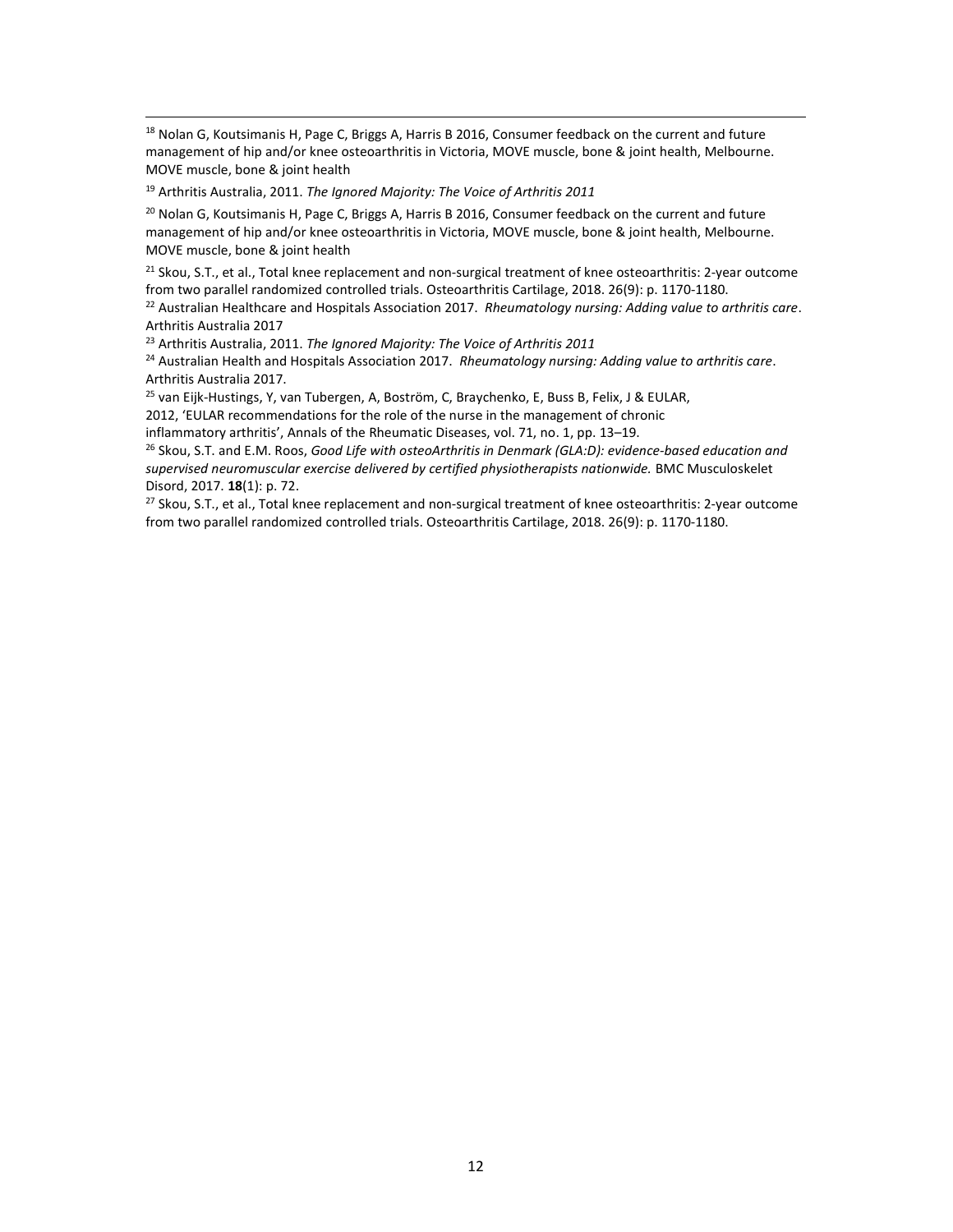[18] Nolan G, Koutsimanis H, Page C, Briggs A, Harris B 2016, Consumer feedback on the current and future management of hip and/or knee osteoarthritis in Victoria, MOVE muscle, bone & joint health, Melbourne. MOVE muscle, bone & joint health

[19] Arthritis Australia, 2011. *The Ignored Majority: The Voice of Arthritis 2011*

[20] Nolan G, Koutsimanis H, Page C, Briggs A, Harris B 2016, Consumer feedback on the current and future management of hip and/or knee osteoarthritis in Victoria, MOVE muscle, bone & joint health, Melbourne. MOVE muscle, bone & joint health

[21] Skou, S.T., et al., Total knee replacement and non-surgical treatment of knee osteoarthritis: 2-year outcome from two parallel randomized controlled trials. Osteoarthritis Cartilage, 2018. 26(9): p. 1170-1180.

[22] Australian Healthcare and Hospitals Association 2017. *Rheumatology nursing: Adding value to arthritis care*. Arthritis Australia 2017

[23] Arthritis Australia, 2011. *The Ignored Majority: The Voice of Arthritis 2011*

[24] Australian Health and Hospitals Association 2017. *Rheumatology nursing: Adding value to arthritis care*. Arthritis Australia 2017.

[25] van Eijk-Hustings, Y, van Tubergen, A, Boström, C, Braychenko, E, Buss B, Felix, J & EULAR, 2012, 'EULAR recommendations for the role of the nurse in the management of chronic inflammatory arthritis', Annals of the Rheumatic Diseases, vol. 71, no. 1, pp. 13–19.

[26] Skou, S.T. and E.M. Roos, *Good Life with osteoArthritis in Denmark (GLA:D): evidence-based education and supervised neuromuscular exercise delivered by certified physiotherapists nationwide.* BMC Musculoskelet Disord, 2017. **18**(1): p. 72.

[27] Skou, S.T., et al., Total knee replacement and non-surgical treatment of knee osteoarthritis: 2-year outcome from two parallel randomized controlled trials. Osteoarthritis Cartilage, 2018. 26(9): p. 1170-1180.